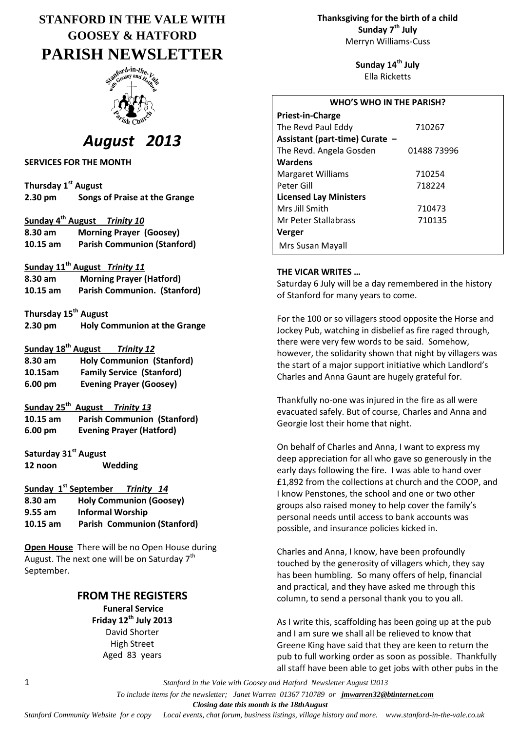# STANFORD IN THE VALE WITH GOOSEY & HATFORD
# PARISH NEWSLETTER

## *August 2013*

**SERVICES FOR THE MONTH**

**Thursday 1st August**
**2.30 pm Songs of Praise at the Grange**

**Sunday 4th August** ***Trinity 10***
**8.30 am Morning Prayer (Goosey)**
**10.15 am Parish Communion (Stanford)**

**Sunday 11th August** ***Trinity 11***
**8.30 am Morning Prayer (Hatford)**
**10.15 am Parish Communion. (Stanford)**

**Thursday 15th August**
**2.30 pm Holy Communion at the Grange**

**Sunday 18th August** ***Trinity 12***
**8.30 am Holy Communion (Stanford)**
**10.15am Family Service (Stanford)**
**6.00 pm Evening Prayer (Goosey)**

**Sunday 25th August** ***Trinity 13***
**10.15 am Parish Communion (Stanford)**
**6.00 pm Evening Prayer (Hatford)**

**Saturday 31st August**
**12 noon Wedding**

**Sunday 1st September** ***Trinity 14***
**8.30 am Holy Communion (Goosey)**
**9.55 am Informal Worship**
**10.15 am Parish Communion (Stanford)**

**Open House** There will be no Open House during August. The next one will be on Saturday 7th September.

## FROM THE REGISTERS

**Funeral Service**
**Friday 12th July 2013**
David Shorter
High Street
Aged 83 years

**Thanksgiving for the birth of a child**
**Sunday 7th July**
Merryn Williams-Cuss

**Sunday 14th July**
Ella Ricketts

| WHO'S WHO IN THE PARISH? | |
|---|---|
| **Priest-in-Charge** | |
| The Revd Paul Eddy | 710267 |
| **Assistant (part-time) Curate –** | |
| The Revd. Angela Gosden | 01488 73996 |
| **Wardens** | |
| Margaret Williams | 710254 |
| Peter Gill | 718224 |
| **Licensed Lay Ministers** | |
| Mrs Jill Smith | 710473 |
| Mr Peter Stallabrass | 710135 |
| **Verger** | |
| Mrs Susan Mayall | |

**THE VICAR WRITES …**

Saturday 6 July will be a day remembered in the history of Stanford for many years to come.

For the 100 or so villagers stood opposite the Horse and Jockey Pub, watching in disbelief as fire raged through, there were very few words to be said. Somehow, however, the solidarity shown that night by villagers was the start of a major support initiative which Landlord's Charles and Anna Gaunt are hugely grateful for.

Thankfully no-one was injured in the fire as all were evacuated safely. But of course, Charles and Anna and Georgie lost their home that night.

On behalf of Charles and Anna, I want to express my deep appreciation for all who gave so generously in the early days following the fire. I was able to hand over £1,892 from the collections at church and the COOP, and I know Penstones, the school and one or two other groups also raised money to help cover the family's personal needs until access to bank accounts was possible, and insurance policies kicked in.

Charles and Anna, I know, have been profoundly touched by the generosity of villagers which, they say has been humbling. So many offers of help, financial and practical, and they have asked me through this column, to send a personal thank you to you all.

As I write this, scaffolding has been going up at the pub and I am sure we shall all be relieved to know that Greene King have said that they are keen to return the pub to full working order as soon as possible. Thankfully all staff have been able to get jobs with other pubs in the

*To include items for the newsletter; Janet Warren 01367 710789 or* ***jmwarren32@btinternet.com***

***Closing date this month is the 18thAugust***

*Stanford Community Website for e copy Local events, chat forum, business listings, village history and more. www.stanford-in-the-vale.co.uk*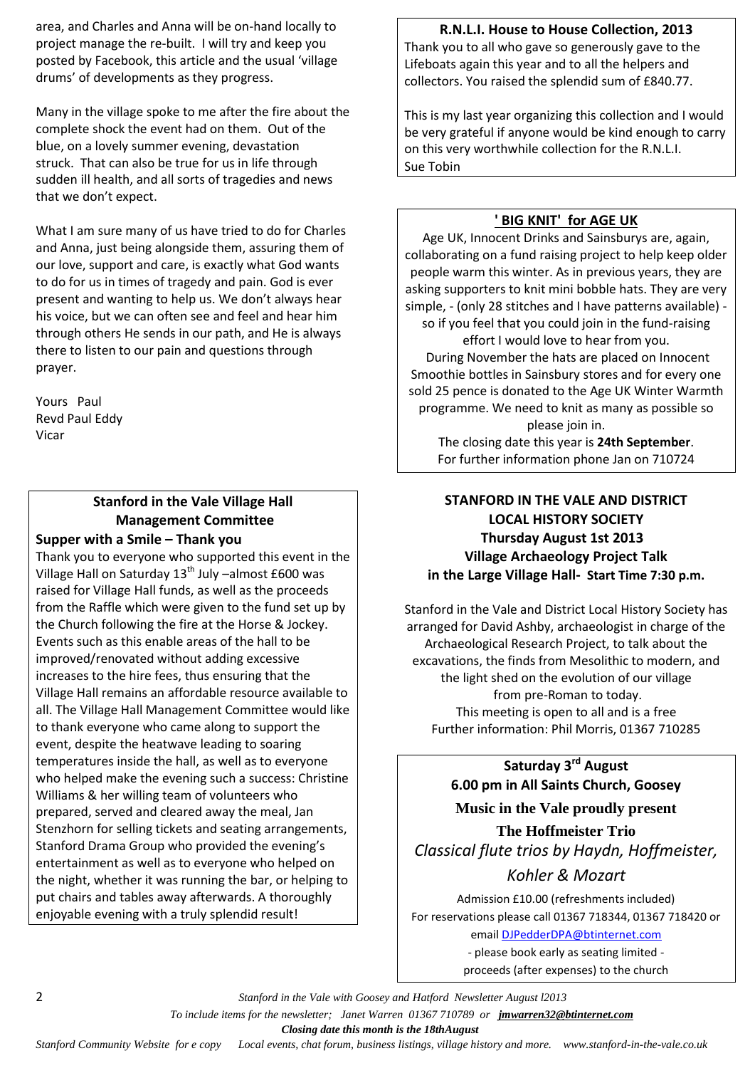area, and Charles and Anna will be on-hand locally to project manage the re-built. I will try and keep you posted by Facebook, this article and the usual 'village drums' of developments as they progress.

Many in the village spoke to me after the fire about the complete shock the event had on them. Out of the blue, on a lovely summer evening, devastation struck. That can also be true for us in life through sudden ill health, and all sorts of tragedies and news that we don't expect.

What I am sure many of us have tried to do for Charles and Anna, just being alongside them, assuring them of our love, support and care, is exactly what God wants to do for us in times of tragedy and pain. God is ever present and wanting to help us. We don't always hear his voice, but we can often see and feel and hear him through others He sends in our path, and He is always there to listen to our pain and questions through prayer.

Yours Paul
Revd Paul Eddy
Vicar

### Stanford in the Vale Village Hall Management Committee

**Supper with a Smile – Thank you**

Thank you to everyone who supported this event in the Village Hall on Saturday 13th July –almost £600 was raised for Village Hall funds, as well as the proceeds from the Raffle which were given to the fund set up by the Church following the fire at the Horse & Jockey. Events such as this enable areas of the hall to be improved/renovated without adding excessive increases to the hire fees, thus ensuring that the Village Hall remains an affordable resource available to all. The Village Hall Management Committee would like to thank everyone who came along to support the event, despite the heatwave leading to soaring temperatures inside the hall, as well as to everyone who helped make the evening such a success: Christine Williams & her willing team of volunteers who prepared, served and cleared away the meal, Jan Stenzhorn for selling tickets and seating arrangements, Stanford Drama Group who provided the evening's entertainment as well as to everyone who helped on the night, whether it was running the bar, or helping to put chairs and tables away afterwards. A thoroughly enjoyable evening with a truly splendid result!

### R.N.L.I. House to House Collection, 2013

Thank you to all who gave so generously gave to the Lifeboats again this year and to all the helpers and collectors. You raised the splendid sum of £840.77.

This is my last year organizing this collection and I would be very grateful if anyone would be kind enough to carry on this very worthwhile collection for the R.N.L.I.
Sue Tobin

### ' BIG KNIT' for AGE UK

Age UK, Innocent Drinks and Sainsburys are, again, collaborating on a fund raising project to help keep older people warm this winter. As in previous years, they are asking supporters to knit mini bobble hats. They are very simple, - (only 28 stitches and I have patterns available) - so if you feel that you could join in the fund-raising effort I would love to hear from you.

During November the hats are placed on Innocent Smoothie bottles in Sainsbury stores and for every one sold 25 pence is donated to the Age UK Winter Warmth programme. We need to knit as many as possible so please join in.

The closing date this year is **24th September**.
For further information phone Jan on 710724

### STANFORD IN THE VALE AND DISTRICT LOCAL HISTORY SOCIETY
**Thursday August 1st 2013**
**Village Archaeology Project Talk**
**in the Large Village Hall- Start Time 7:30 p.m.**

Stanford in the Vale and District Local History Society has arranged for David Ashby, archaeologist in charge of the Archaeological Research Project, to talk about the excavations, the finds from Mesolithic to modern, and the light shed on the evolution of our village from pre-Roman to today.
This meeting is open to all and is a free
Further information: Phil Morris, 01367 710285

### Saturday 3rd August
**6.00 pm in All Saints Church, Goosey**

**Music in the Vale proudly present**

**The Hoffmeister Trio**

*Classical flute trios by Haydn, Hoffmeister, Kohler & Mozart*

Admission £10.00 (refreshments included)
For reservations please call 01367 718344, 01367 718420 or email DJPedderDPA@btinternet.com
- please book early as seating limited -
proceeds (after expenses) to the church

*To include items for the newsletter; Janet Warren 01367 710789 or* ***jmwarren32@btinternet.com***

***Closing date this month is the 18thAugust***

*Stanford Community Website for e copy Local events, chat forum, business listings, village history and more. www.stanford-in-the-vale.co.uk*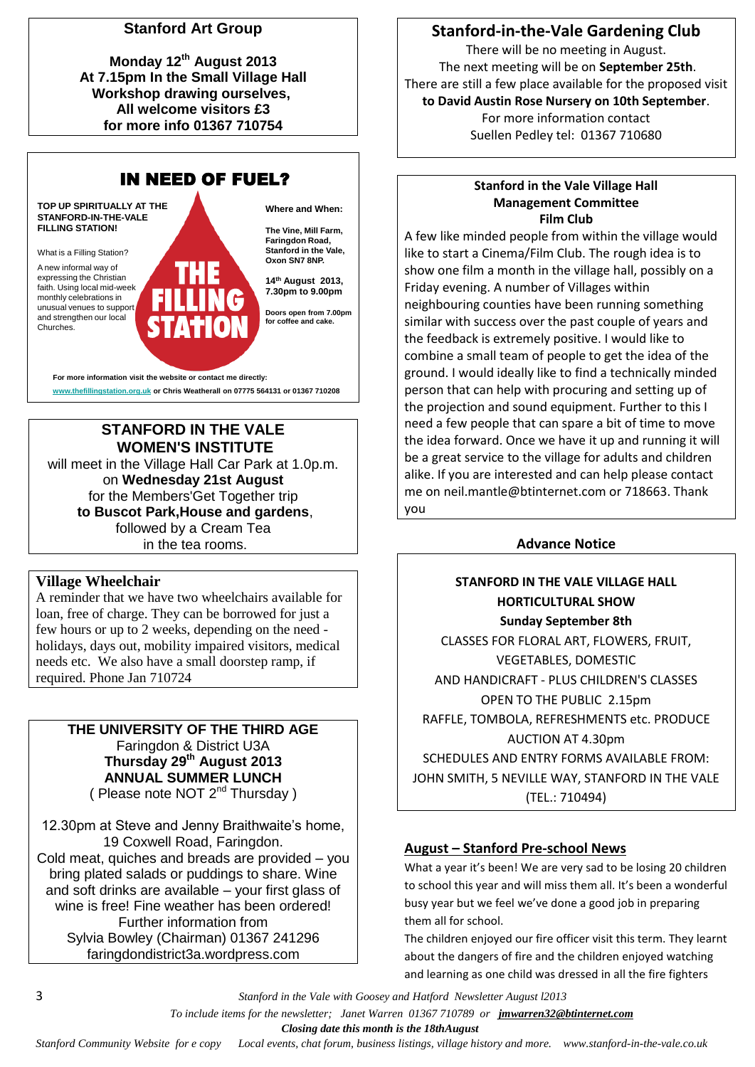## Stanford Art Group

**Monday 12th August 2013**
**At 7.15pm In the Small Village Hall**
**Workshop drawing ourselves,**
**All welcome visitors £3**
**for more info 01367 710754**

## IN NEED OF FUEL?

**TOP UP SPIRITUALLY AT THE STANFORD-IN-THE-VALE FILLING STATION!**

What is a Filling Station?

A new informal way of expressing the Christian faith. Using local mid-week monthly celebrations in unusual venues to support and strengthen our local Churches.

**THE FILLING STATION**

**Where and When:**

**The Vine, Mill Farm, Faringdon Road, Stanford in the Vale, Oxon SN7 8NP.**

**14th August 2013, 7.30pm to 9.00pm**

**Doors open from 7.00pm for coffee and cake.**

**For more information visit the website or contact me directly:**
**www.thefillingstation.org.uk or Chris Weatherall on 07775 564131 or 01367 710208**

## STANFORD IN THE VALE WOMEN'S INSTITUTE

will meet in the Village Hall Car Park at 1.0p.m. on **Wednesday 21st August** for the Members'Get Together trip **to Buscot Park,House and gardens**, followed by a Cream Tea in the tea rooms.

## Village Wheelchair

A reminder that we have two wheelchairs available for loan, free of charge. They can be borrowed for just a few hours or up to 2 weeks, depending on the need - holidays, days out, mobility impaired visitors, medical needs etc. We also have a small doorstep ramp, if required. Phone Jan 710724

## THE UNIVERSITY OF THE THIRD AGE

Faringdon & District U3A
**Thursday 29th August 2013**
**ANNUAL SUMMER LUNCH**
( Please note NOT 2nd Thursday )

12.30pm at Steve and Jenny Braithwaite's home, 19 Coxwell Road, Faringdon.
Cold meat, quiches and breads are provided – you bring plated salads or puddings to share. Wine and soft drinks are available – your first glass of wine is free! Fine weather has been ordered!
Further information from
Sylvia Bowley (Chairman) 01367 241296
faringdondistrict3a.wordpress.com

## Stanford-in-the-Vale Gardening Club

There will be no meeting in August.
The next meeting will be on **September 25th**.
There are still a few place available for the proposed visit **to David Austin Rose Nursery on 10th September**.
For more information contact
Suellen Pedley tel: 01367 710680

## Stanford in the Vale Village Hall Management Committee Film Club

A few like minded people from within the village would like to start a Cinema/Film Club. The rough idea is to show one film a month in the village hall, possibly on a Friday evening. A number of Villages within neighbouring counties have been running something similar with success over the past couple of years and the feedback is extremely positive. I would like to combine a small team of people to get the idea of the ground. I would ideally like to find a technically minded person that can help with procuring and setting up of the projection and sound equipment. Further to this I need a few people that can spare a bit of time to move the idea forward. Once we have it up and running it will be a great service to the village for adults and children alike. If you are interested and can help please contact me on neil.mantle@btinternet.com or 718663. Thank you

### Advance Notice

**STANFORD IN THE VALE VILLAGE HALL**
**HORTICULTURAL SHOW**
**Sunday September 8th**
CLASSES FOR FLORAL ART, FLOWERS, FRUIT, VEGETABLES, DOMESTIC
AND HANDICRAFT - PLUS CHILDREN'S CLASSES
OPEN TO THE PUBLIC 2.15pm
RAFFLE, TOMBOLA, REFRESHMENTS etc. PRODUCE AUCTION AT 4.30pm
SCHEDULES AND ENTRY FORMS AVAILABLE FROM:
JOHN SMITH, 5 NEVILLE WAY, STANFORD IN THE VALE
(TEL.: 710494)

## August – Stanford Pre-school News

What a year it's been! We are very sad to be losing 20 children to school this year and will miss them all. It's been a wonderful busy year but we feel we've done a good job in preparing them all for school.

The children enjoyed our fire officer visit this term. They learnt about the dangers of fire and the children enjoyed watching and learning as one child was dressed in all the fire fighters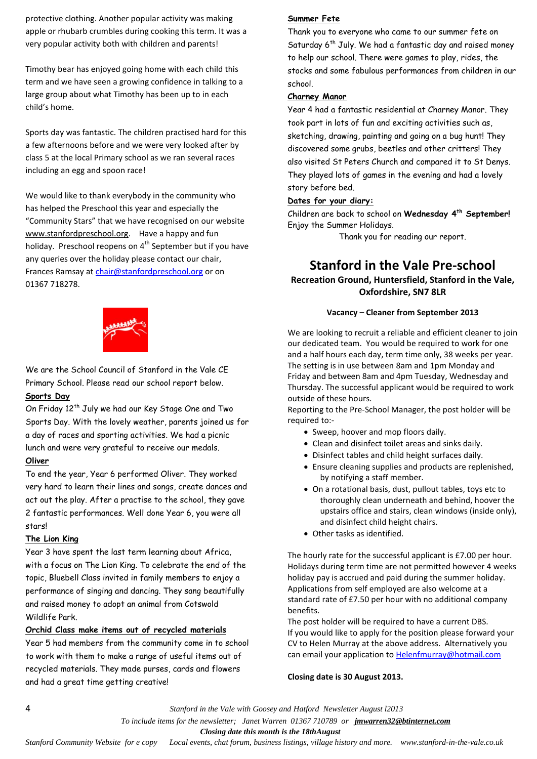protective clothing. Another popular activity was making apple or rhubarb crumbles during cooking this term. It was a very popular activity both with children and parents!

Timothy bear has enjoyed going home with each child this term and we have seen a growing confidence in talking to a large group about what Timothy has been up to in each child's home.

Sports day was fantastic. The children practised hard for this a few afternoons before and we were very looked after by class 5 at the local Primary school as we ran several races including an egg and spoon race!

We would like to thank everybody in the community who has helped the Preschool this year and especially the "Community Stars" that we have recognised on our website www.stanfordpreschool.org. Have a happy and fun holiday. Preschool reopens on 4th September but if you have any queries over the holiday please contact our chair, Frances Ramsay at chair@stanfordpreschool.org or on 01367 718278.

We are the School Council of Stanford in the Vale CE Primary School. Please read our school report below.

**Sports Day**

On Friday 12th July we had our Key Stage One and Two Sports Day. With the lovely weather, parents joined us for a day of races and sporting activities. We had a picnic lunch and were very grateful to receive our medals.

**Oliver**

To end the year, Year 6 performed Oliver. They worked very hard to learn their lines and songs, create dances and act out the play. After a practise to the school, they gave 2 fantastic performances. Well done Year 6, you were all stars!

**The Lion King**

Year 3 have spent the last term learning about Africa, with a focus on The Lion King. To celebrate the end of the topic, Bluebell Class invited in family members to enjoy a performance of singing and dancing. They sang beautifully and raised money to adopt an animal from Cotswold Wildlife Park.

**Orchid Class make items out of recycled materials**

Year 5 had members from the community come in to school to work with them to make a range of useful items out of recycled materials. They made purses, cards and flowers and had a great time getting creative!

**Summer Fete**

Thank you to everyone who came to our summer fete on Saturday 6th July. We had a fantastic day and raised money to help our school. There were games to play, rides, the stocks and some fabulous performances from children in our school.

**Charney Manor**

Year 4 had a fantastic residential at Charney Manor. They took part in lots of fun and exciting activities such as, sketching, drawing, painting and going on a bug hunt! They discovered some grubs, beetles and other critters! They also visited St Peters Church and compared it to St Denys. They played lots of games in the evening and had a lovely story before bed.

**Dates for your diary:**

Children are back to school on **Wednesday 4th September!** Enjoy the Summer Holidays.

Thank you for reading our report.

## Stanford in the Vale Pre-school

### Recreation Ground, Huntersfield, Stanford in the Vale, Oxfordshire, SN7 8LR

**Vacancy – Cleaner from September 2013**

We are looking to recruit a reliable and efficient cleaner to join our dedicated team. You would be required to work for one and a half hours each day, term time only, 38 weeks per year. The setting is in use between 8am and 1pm Monday and Friday and between 8am and 4pm Tuesday, Wednesday and Thursday. The successful applicant would be required to work outside of these hours.

Reporting to the Pre-School Manager, the post holder will be required to:-

- Sweep, hoover and mop floors daily.
- Clean and disinfect toilet areas and sinks daily.
- Disinfect tables and child height surfaces daily.
- Ensure cleaning supplies and products are replenished, by notifying a staff member.
- On a rotational basis, dust, pullout tables, toys etc to thoroughly clean underneath and behind, hoover the upstairs office and stairs, clean windows (inside only), and disinfect child height chairs.
- Other tasks as identified.

The hourly rate for the successful applicant is £7.00 per hour. Holidays during term time are not permitted however 4 weeks holiday pay is accrued and paid during the summer holiday. Applications from self employed are also welcome at a standard rate of £7.50 per hour with no additional company benefits.

The post holder will be required to have a current DBS.

If you would like to apply for the position please forward your CV to Helen Murray at the above address. Alternatively you can email your application to Helenfmurray@hotmail.com

**Closing date is 30 August 2013.**

*To include items for the newsletter; Janet Warren 01367 710789 or* ***jmwarren32@btinternet.com***

***Closing date this month is the 18thAugust***

*Stanford Community Website for e copy Local events, chat forum, business listings, village history and more. www.stanford-in-the-vale.co.uk*